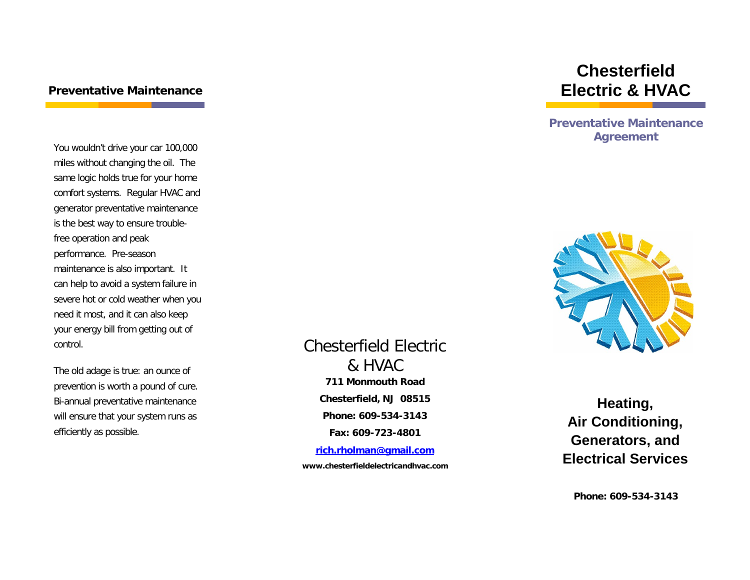## Preventative Maintenance

You wouldn't drive your car 100,000 miles without changing the oil. The same logic holds true for your home comfort systems. Regular HVAC and generator preventative maintenance is the best way to ensure trouble-free operation and peak performance. Pre-season maintenance is also important. It can help to avoid a system failure in severe hot or cold weather when you need it most, and it can also keep your energy bill from getting out of control.

The old adage is true: an ounce of prevention is worth a pound of cure. Bi-annual preventative maintenance will ensure that your system runs as efficiently as possible.

Chesterfield Electric & HVAC

**711 Monmouth Road**

**Chesterfield, NJ 08515**

**Phone: 609-534-3143**

**Fax: 609-723-4801**

**rich.rholman@gmail.com**

**www.chesterfieldelectricandhvac.com**

# Chesterfield Electric & HVAC

## Preventative Maintenance Agreement

## Heating, Air Conditioning, Generators, and Electrical Services

**Phone: 609-534-3143**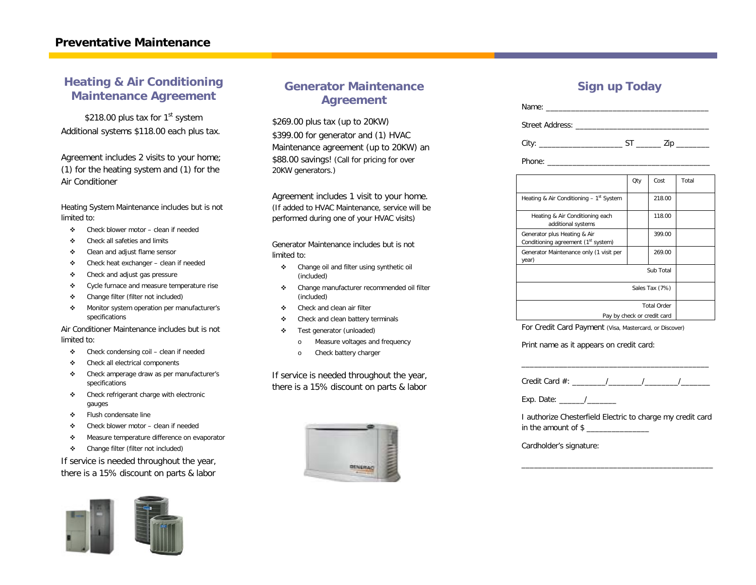# Preventative Maintenance

## Heating & Air Conditioning Maintenance Agreement

$218.00 plus tax for 1st system
Additional systems $118.00 each plus tax.

Agreement includes 2 visits to your home; (1) for the heating system and (1) for the Air Conditioner

Heating System Maintenance includes but is not limited to:

- Check blower motor – clean if needed
- Check all safeties and limits
- Clean and adjust flame sensor
- Check heat exchanger – clean if needed
- Check and adjust gas pressure
- Cycle furnace and measure temperature rise
- Change filter (filter not included)
- Monitor system operation per manufacturer's specifications

Air Conditioner Maintenance includes but is not limited to:

- Check condensing coil – clean if needed
- Check all electrical components
- Check amperage draw as per manufacturer's specifications
- Check refrigerant charge with electronic gauges
- Flush condensate line
- Check blower motor – clean if needed
- Measure temperature difference on evaporator
- Change filter (filter not included)

If service is needed throughout the year, there is a 15% discount on parts & labor

## Generator Maintenance Agreement

$269.00 plus tax (up to 20KW)
$399.00 for generator and (1) HVAC Maintenance agreement (up to 20KW) an $88.00 savings! (Call for pricing for over 20KW generators.)

Agreement includes 1 visit to your home. (If added to HVAC Maintenance, service will be performed during one of your HVAC visits)

Generator Maintenance includes but is not limited to:

- Change oil and filter using synthetic oil (included)
- Change manufacturer recommended oil filter (included)
- Check and clean air filter
- Check and clean battery terminals
- Test generator (unloaded)
  - Measure voltages and frequency
  - Check battery charger

If service is needed throughout the year, there is a 15% discount on parts & labor

## Sign up Today

Name: ______________________________________

Street Address: ______________________________

City: ____________________ ST ______ Zip ________

Phone: _____________________________________

| | Qty | Cost | Total |
|---|---|---|---|
| Heating & Air Conditioning – 1st System | | 218.00 | |
| Heating & Air Conditioning each additional systems | | 118.00 | |
| Generator plus Heating & Air Conditioning agreement (1st system) | | 399.00 | |
| Generator Maintenance only (1 visit per year) | | 269.00 | |
| Sub Total | | | |
| Sales Tax (7%) | | | |
| Total Order<br>Pay by check or credit card | | | |

For Credit Card Payment (Visa, Mastercard, or Discover)

Print name as it appears on credit card:

_____________________________________________

Credit Card #: ________/________/________/_______

Exp. Date: ______/_______

I authorize Chesterfield Electric to charge my credit card in the amount of $ _______________

Cardholder's signature:

_____________________________________________